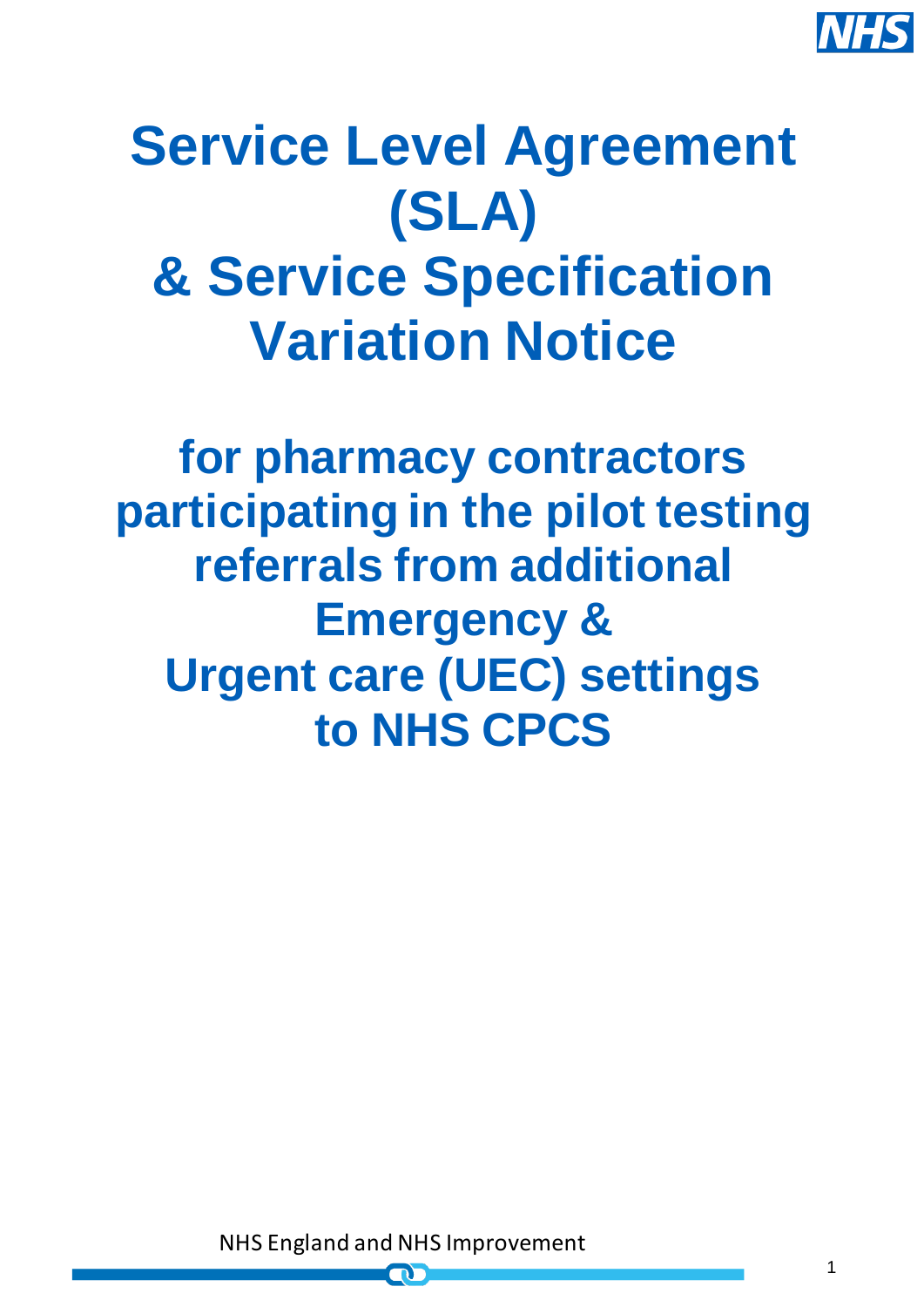# Service Level Agreement (SLA) & Service Specification Variation Notice

## for pharmacy contractors participating in the pilot testing referrals from additional Emergency & Urgent care (UEC) settings to NHS CPCS

NHS England and NHS Improvement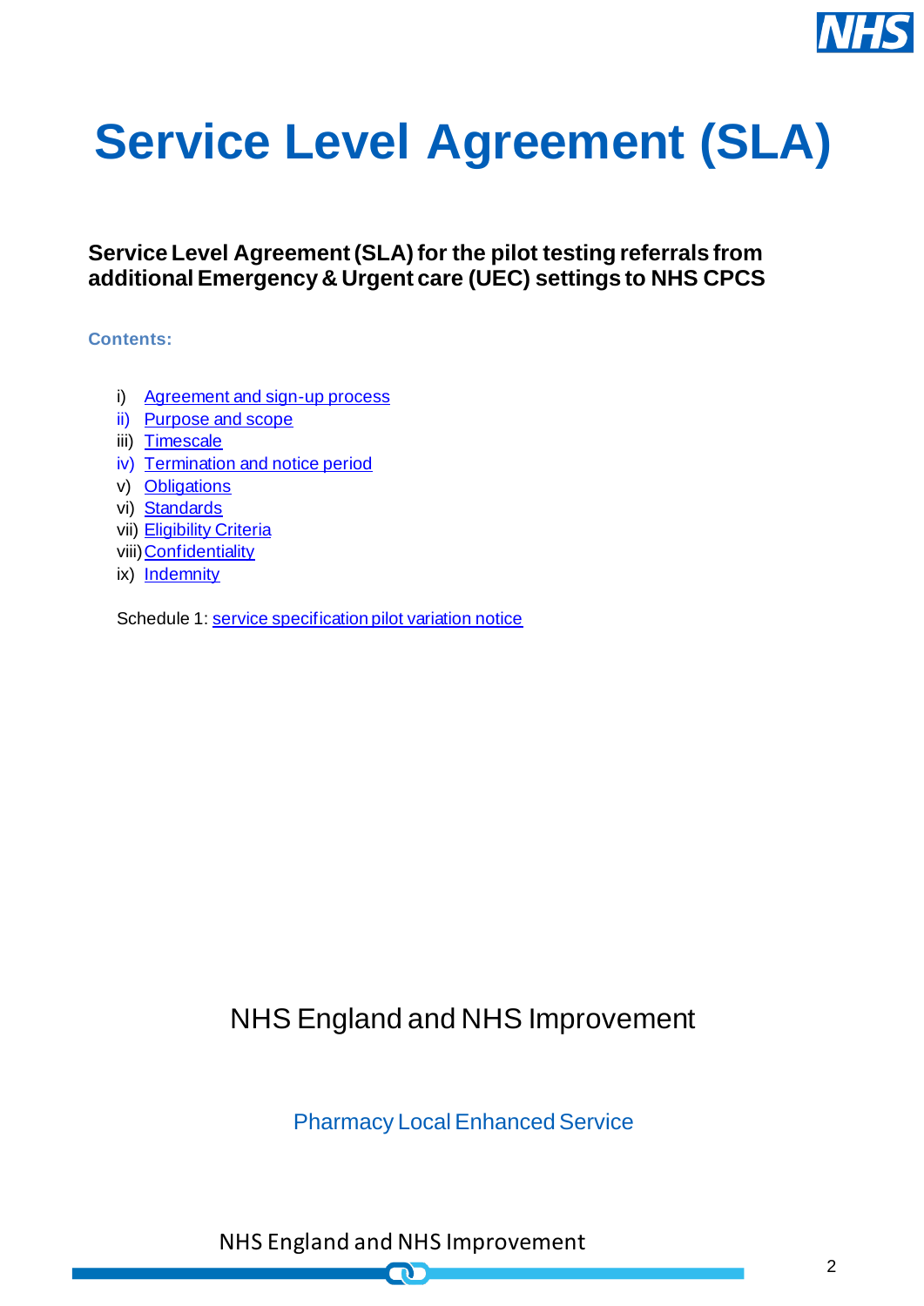# Service Level Agreement (SLA)

**Service Level Agreement (SLA) for the pilot testing referrals from additional Emergency & Urgent care (UEC) settings to NHS CPCS**

**Contents:**

- i) Agreement and sign-up process
- ii) Purpose and scope
- iii) Timescale
- iv) Termination and notice period
- v) Obligations
- vi) Standards
- vii) Eligibility Criteria
- viii) Confidentiality
- ix) Indemnity

Schedule 1: service specification pilot variation notice

NHS England and NHS Improvement

Pharmacy Local Enhanced Service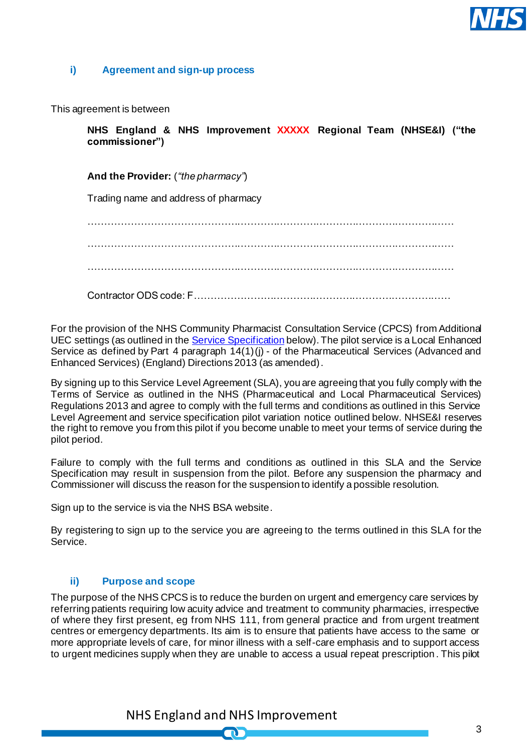### i) Agreement and sign-up process

This agreement is between

**NHS England & NHS Improvement XXXXX Regional Team (NHSE&I) ("the commissioner")**

**And the Provider:** (*"the pharmacy"*)

Trading name and address of pharmacy

…………………………………………………………………………………………………

…………………………………………………………………………………………………

…………………………………………………………………………………………………

Contractor ODS code: F…………………………………………………………………………

For the provision of the NHS Community Pharmacist Consultation Service (CPCS) from Additional UEC settings (as outlined in the Service Specification below). The pilot service is a Local Enhanced Service as defined by Part 4 paragraph 14(1)(j) - of the Pharmaceutical Services (Advanced and Enhanced Services) (England) Directions 2013 (as amended).

By signing up to this Service Level Agreement (SLA), you are agreeing that you fully comply with the Terms of Service as outlined in the NHS (Pharmaceutical and Local Pharmaceutical Services) Regulations 2013 and agree to comply with the full terms and conditions as outlined in this Service Level Agreement and service specification pilot variation notice outlined below. NHSE&I reserves the right to remove you from this pilot if you become unable to meet your terms of service during the pilot period.

Failure to comply with the full terms and conditions as outlined in this SLA and the Service Specification may result in suspension from the pilot. Before any suspension the pharmacy and Commissioner will discuss the reason for the suspension to identify a possible resolution.

Sign up to the service is via the NHS BSA website.

By registering to sign up to the service you are agreeing to the terms outlined in this SLA for the Service.

### ii) Purpose and scope

The purpose of the NHS CPCS is to reduce the burden on urgent and emergency care services by referring patients requiring low acuity advice and treatment to community pharmacies, irrespective of where they first present, eg from NHS 111, from general practice and from urgent treatment centres or emergency departments. Its aim is to ensure that patients have access to the same or more appropriate levels of care, for minor illness with a self-care emphasis and to support access to urgent medicines supply when they are unable to access a usual repeat prescription. This pilot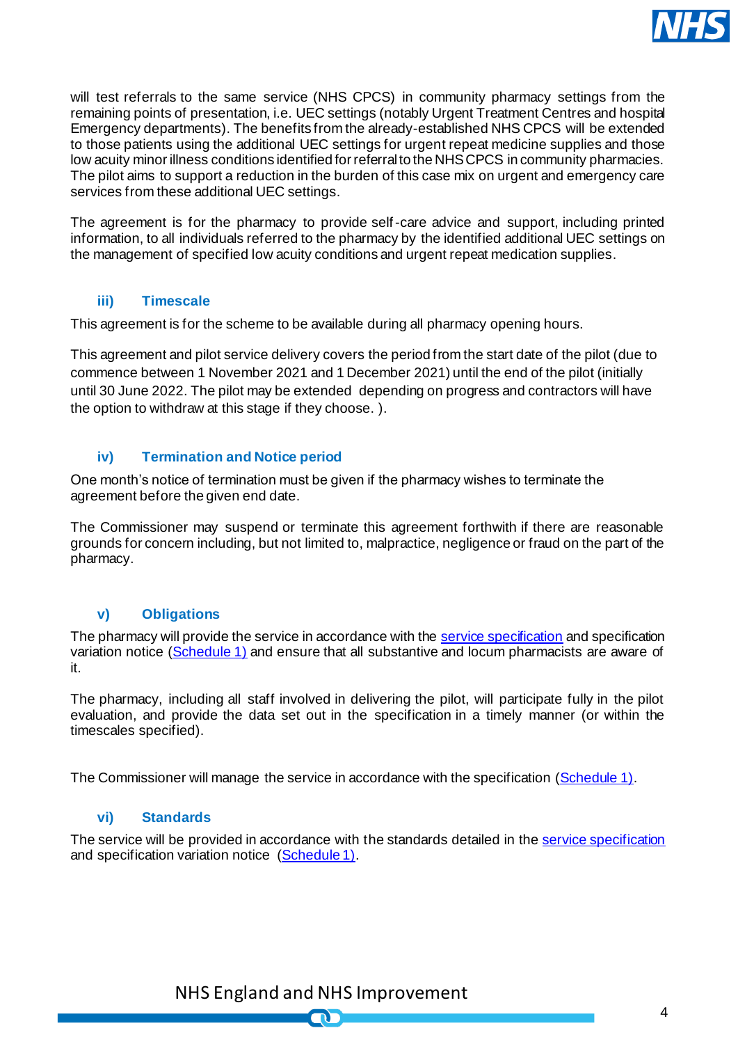will test referrals to the same service (NHS CPCS) in community pharmacy settings from the remaining points of presentation, i.e. UEC settings (notably Urgent Treatment Centres and hospital Emergency departments). The benefits from the already-established NHS CPCS will be extended to those patients using the additional UEC settings for urgent repeat medicine supplies and those low acuity minor illness conditions identified for referral to the NHS CPCS in community pharmacies. The pilot aims to support a reduction in the burden of this case mix on urgent and emergency care services from these additional UEC settings.

The agreement is for the pharmacy to provide self-care advice and support, including printed information, to all individuals referred to the pharmacy by the identified additional UEC settings on the management of specified low acuity conditions and urgent repeat medication supplies.

### iii) Timescale

This agreement is for the scheme to be available during all pharmacy opening hours.

This agreement and pilot service delivery covers the period from the start date of the pilot (due to commence between 1 November 2021 and 1 December 2021) until the end of the pilot (initially until 30 June 2022. The pilot may be extended depending on progress and contractors will have the option to withdraw at this stage if they choose. ).

### iv) Termination and Notice period

One month's notice of termination must be given if the pharmacy wishes to terminate the agreement before the given end date.

The Commissioner may suspend or terminate this agreement forthwith if there are reasonable grounds for concern including, but not limited to, malpractice, negligence or fraud on the part of the pharmacy.

### v) Obligations

The pharmacy will provide the service in accordance with the service specification and specification variation notice (Schedule 1) and ensure that all substantive and locum pharmacists are aware of it.

The pharmacy, including all staff involved in delivering the pilot, will participate fully in the pilot evaluation, and provide the data set out in the specification in a timely manner (or within the timescales specified).

The Commissioner will manage the service in accordance with the specification (Schedule 1).

### vi) Standards

The service will be provided in accordance with the standards detailed in the service specification and specification variation notice (Schedule 1).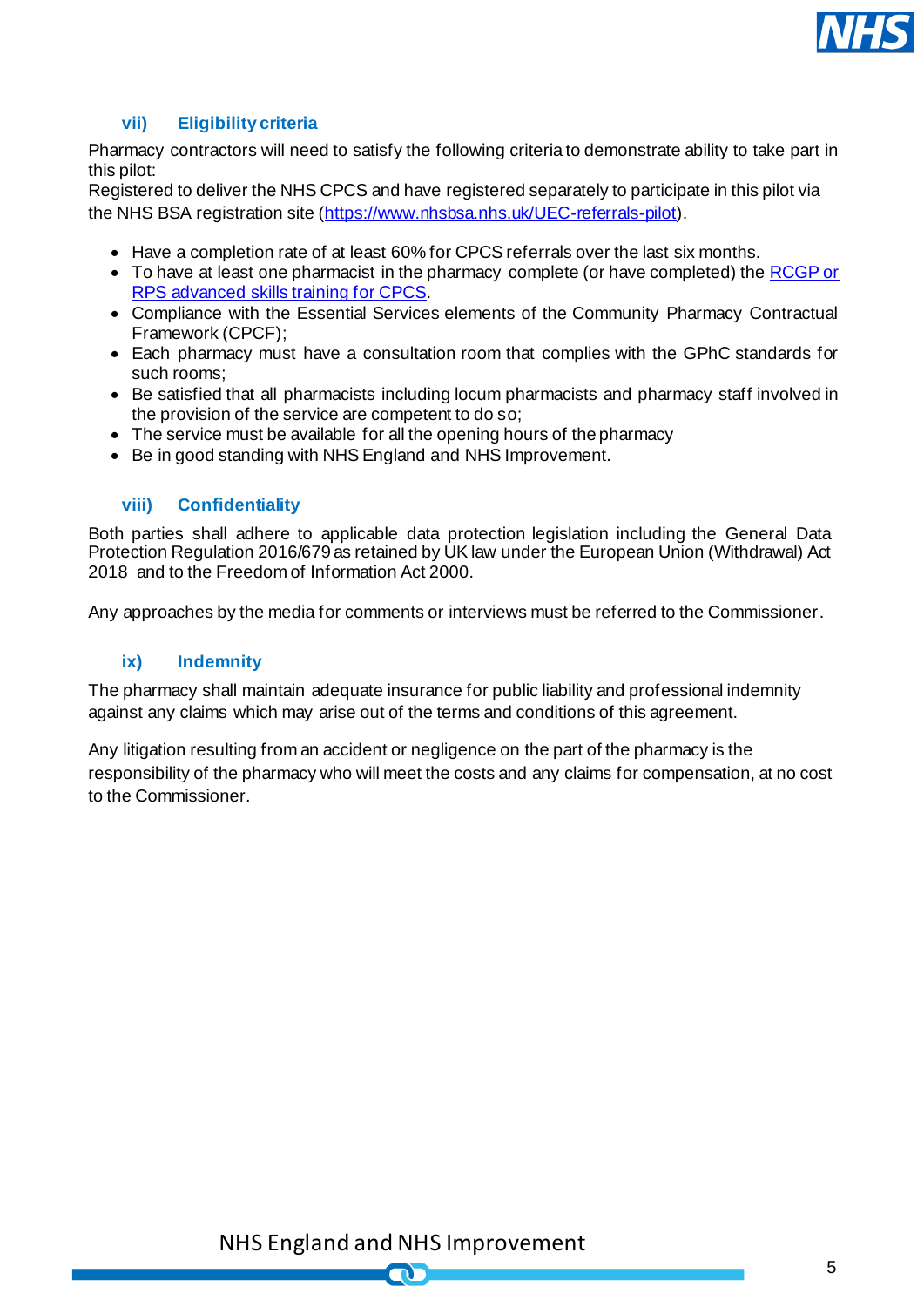### vii) Eligibility criteria

Pharmacy contractors will need to satisfy the following criteria to demonstrate ability to take part in this pilot:
Registered to deliver the NHS CPCS and have registered separately to participate in this pilot via the NHS BSA registration site ([https://www.nhsbsa.nhs.uk/UEC-referrals-pilot](https://www.nhsbsa.nhs.uk/UEC-referrals-pilot)).

- Have a completion rate of at least 60% for CPCS referrals over the last six months.
- To have at least one pharmacist in the pharmacy complete (or have completed) the [RCGP or RPS advanced skills training for CPCS](#).
- Compliance with the Essential Services elements of the Community Pharmacy Contractual Framework (CPCF);
- Each pharmacy must have a consultation room that complies with the GPhC standards for such rooms;
- Be satisfied that all pharmacists including locum pharmacists and pharmacy staff involved in the provision of the service are competent to do so;
- The service must be available for all the opening hours of the pharmacy
- Be in good standing with NHS England and NHS Improvement.

### viii) Confidentiality

Both parties shall adhere to applicable data protection legislation including the General Data Protection Regulation 2016/679 as retained by UK law under the European Union (Withdrawal) Act 2018 and to the Freedom of Information Act 2000.

Any approaches by the media for comments or interviews must be referred to the Commissioner.

### ix) Indemnity

The pharmacy shall maintain adequate insurance for public liability and professional indemnity against any claims which may arise out of the terms and conditions of this agreement.

Any litigation resulting from an accident or negligence on the part of the pharmacy is the responsibility of the pharmacy who will meet the costs and any claims for compensation, at no cost to the Commissioner.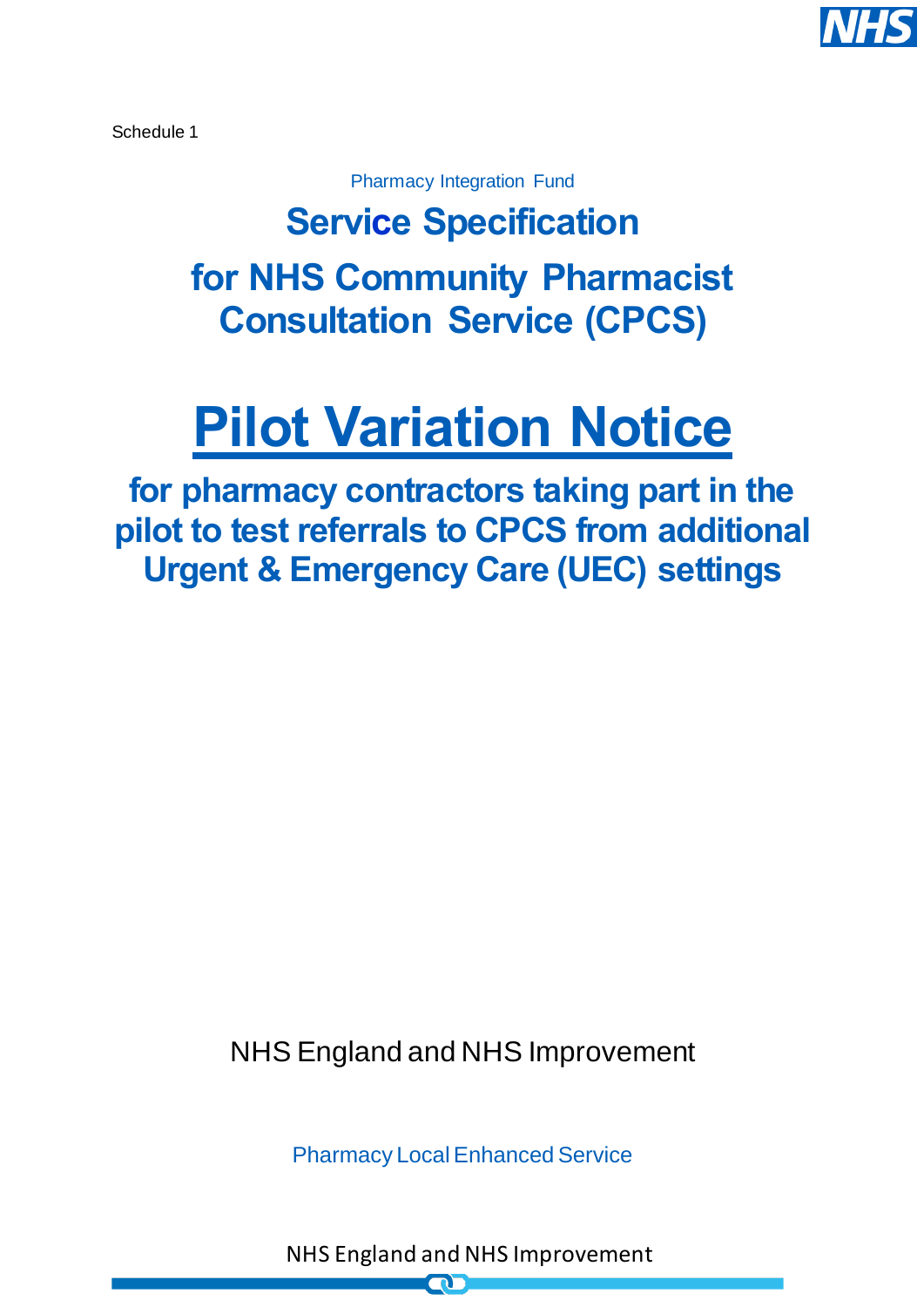Schedule 1

Pharmacy Integration Fund

# Service Specification

# for NHS Community Pharmacist Consultation Service (CPCS)

# Pilot Variation Notice

## for pharmacy contractors taking part in the pilot to test referrals to CPCS from additional Urgent & Emergency Care (UEC) settings

NHS England and NHS Improvement

Pharmacy Local Enhanced Service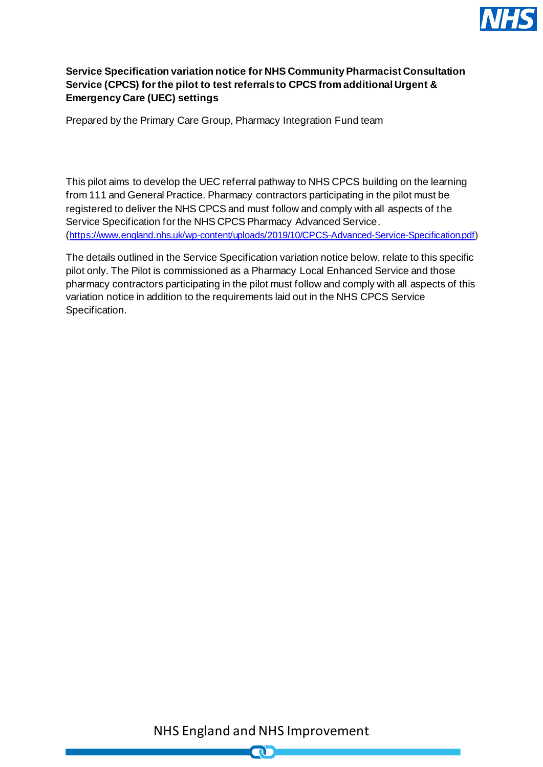**Service Specification variation notice for NHS Community Pharmacist Consultation Service (CPCS) for the pilot to test referrals to CPCS from additional Urgent & Emergency Care (UEC) settings**

Prepared by the Primary Care Group, Pharmacy Integration Fund team

This pilot aims to develop the UEC referral pathway to NHS CPCS building on the learning from 111 and General Practice. Pharmacy contractors participating in the pilot must be registered to deliver the NHS CPCS and must follow and comply with all aspects of the Service Specification for the NHS CPCS Pharmacy Advanced Service. (https://www.england.nhs.uk/wp-content/uploads/2019/10/CPCS-Advanced-Service-Specification.pdf)

The details outlined in the Service Specification variation notice below, relate to this specific pilot only. The Pilot is commissioned as a Pharmacy Local Enhanced Service and those pharmacy contractors participating in the pilot must follow and comply with all aspects of this variation notice in addition to the requirements laid out in the NHS CPCS Service Specification.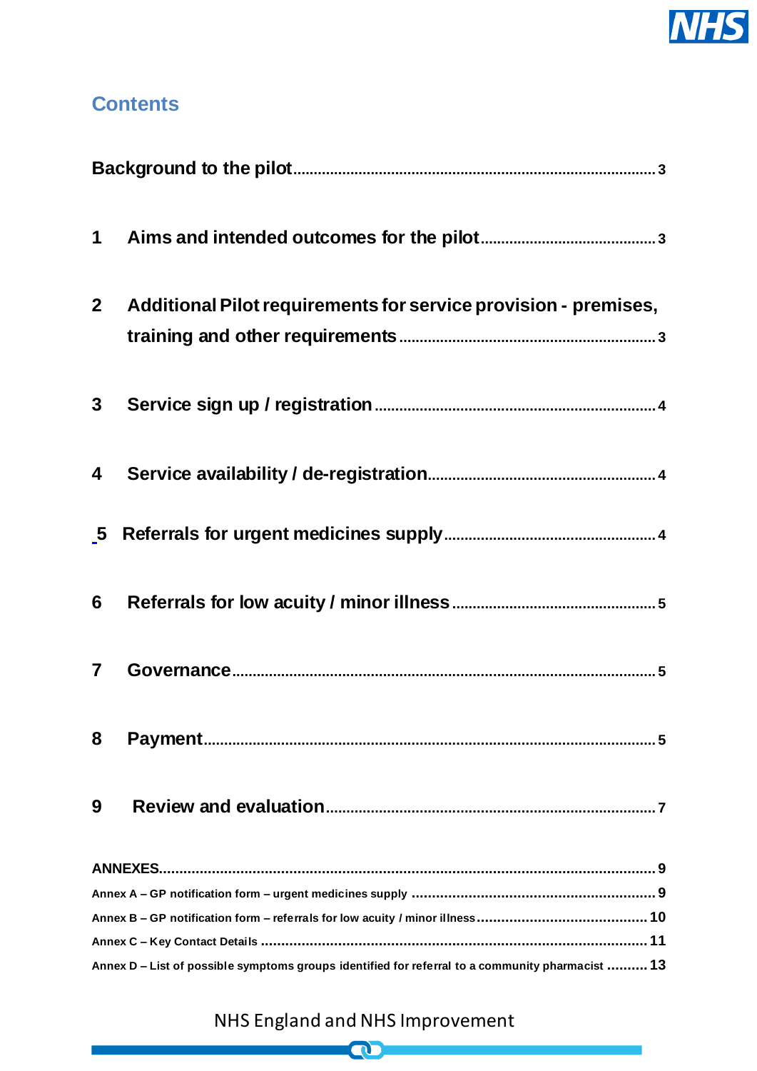## Contents

Background to the pilot ........................................................................................ 3

1 Aims and intended outcomes for the pilot .......................................... 3

2 Additional Pilot requirements for service provision - premises, training and other requirements ............................................................. 3

3 Service sign up / registration .................................................................... 4

4 Service availability / de-registration ...................................................... 4

5 Referrals for urgent medicines supply ................................................... 4

6 Referrals for low acuity / minor illness ................................................. 5

7 Governance ..................................................................................................... 5

8 Payment ........................................................................................................... 5

9 Review and evaluation ............................................................................... 7

ANNEXES .................................................................................................................. 9

Annex A – GP notification form – urgent medicines supply ............................................................ 9

Annex B – GP notification form – referrals for low acuity / minor illness .......................................... 10

Annex C – Key Contact Details ............................................................................................. 11

Annex D – List of possible symptoms groups identified for referral to a community pharmacist .......... 13

NHS England and NHS Improvement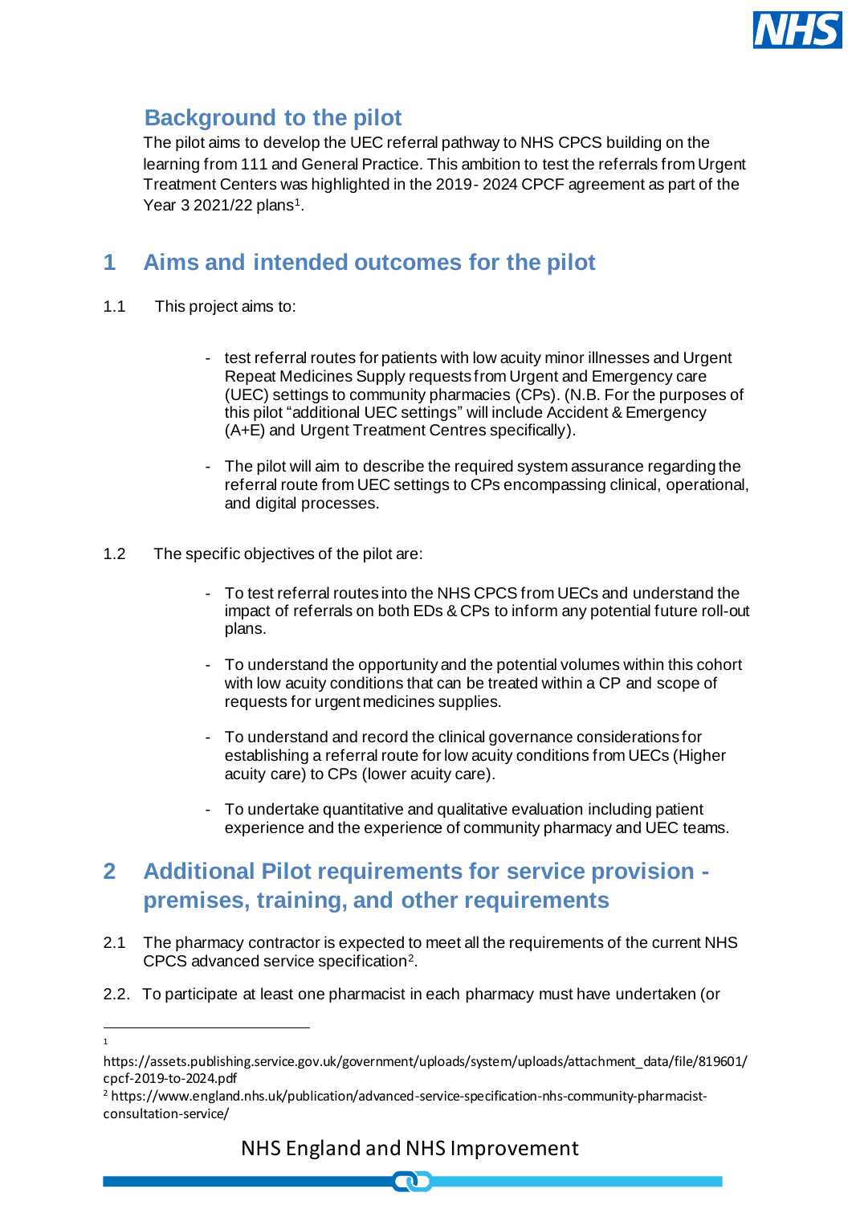## Background to the pilot

The pilot aims to develop the UEC referral pathway to NHS CPCS building on the learning from 111 and General Practice. This ambition to test the referrals from Urgent Treatment Centers was highlighted in the 2019- 2024 CPCF agreement as part of the Year 3 2021/22 plans[1].

# 1 Aims and intended outcomes for the pilot

1.1 This project aims to:

- test referral routes for patients with low acuity minor illnesses and Urgent Repeat Medicines Supply requests from Urgent and Emergency care (UEC) settings to community pharmacies (CPs). (N.B. For the purposes of this pilot "additional UEC settings" will include Accident & Emergency (A+E) and Urgent Treatment Centres specifically).

- The pilot will aim to describe the required system assurance regarding the referral route from UEC settings to CPs encompassing clinical, operational, and digital processes.

1.2 The specific objectives of the pilot are:

- To test referral routes into the NHS CPCS from UECs and understand the impact of referrals on both EDs & CPs to inform any potential future roll-out plans.

- To understand the opportunity and the potential volumes within this cohort with low acuity conditions that can be treated within a CP and scope of requests for urgent medicines supplies.

- To understand and record the clinical governance considerations for establishing a referral route for low acuity conditions from UECs (Higher acuity care) to CPs (lower acuity care).

- To undertake quantitative and qualitative evaluation including patient experience and the experience of community pharmacy and UEC teams.

# 2 Additional Pilot requirements for service provision - premises, training, and other requirements

2.1 The pharmacy contractor is expected to meet all the requirements of the current NHS CPCS advanced service specification[2].

2.2. To participate at least one pharmacist in each pharmacy must have undertaken (or

---

[1] https://assets.publishing.service.gov.uk/government/uploads/system/uploads/attachment_data/file/819601/cpcf-2019-to-2024.pdf

[2] https://www.england.nhs.uk/publication/advanced-service-specification-nhs-community-pharmacist-consultation-service/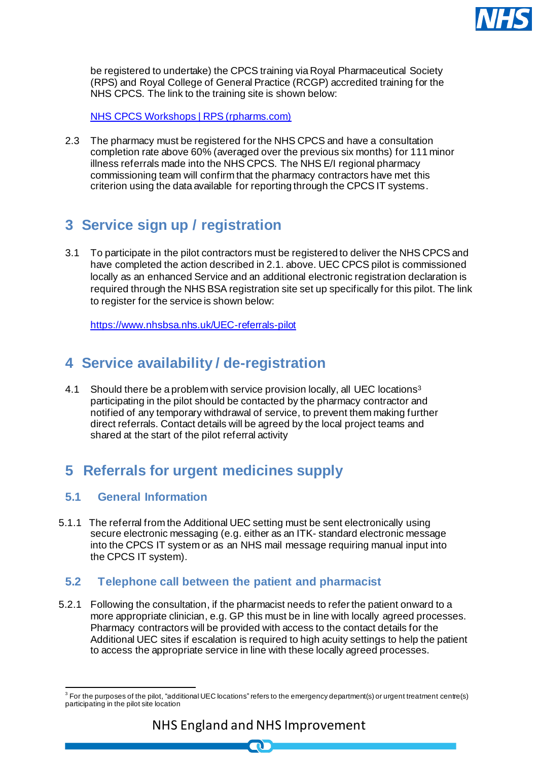be registered to undertake) the CPCS training via Royal Pharmaceutical Society (RPS) and Royal College of General Practice (RCGP) accredited training for the NHS CPCS. The link to the training site is shown below:

[NHS CPCS Workshops | RPS (rpharms.com)](#)

2.3 The pharmacy must be registered for the NHS CPCS and have a consultation completion rate above 60% (averaged over the previous six months) for 111 minor illness referrals made into the NHS CPCS. The NHS E/I regional pharmacy commissioning team will confirm that the pharmacy contractors have met this criterion using the data available for reporting through the CPCS IT systems.

## 3 Service sign up / registration

3.1 To participate in the pilot contractors must be registered to deliver the NHS CPCS and have completed the action described in 2.1. above. UEC CPCS pilot is commissioned locally as an enhanced Service and an additional electronic registration declaration is required through the NHS BSA registration site set up specifically for this pilot. The link to register for the service is shown below:

https://www.nhsbsa.nhs.uk/UEC-referrals-pilot

## 4 Service availability / de-registration

4.1 Should there be a problem with service provision locally, all UEC locations[3] participating in the pilot should be contacted by the pharmacy contractor and notified of any temporary withdrawal of service, to prevent them making further direct referrals. Contact details will be agreed by the local project teams and shared at the start of the pilot referral activity

## 5 Referrals for urgent medicines supply

### 5.1 General Information

5.1.1 The referral from the Additional UEC setting must be sent electronically using secure electronic messaging (e.g. either as an ITK- standard electronic message into the CPCS IT system or as an NHS mail message requiring manual input into the CPCS IT system).

### 5.2 Telephone call between the patient and pharmacist

5.2.1 Following the consultation, if the pharmacist needs to refer the patient onward to a more appropriate clinician, e.g. GP this must be in line with locally agreed processes. Pharmacy contractors will be provided with access to the contact details for the Additional UEC sites if escalation is required to high acuity settings to help the patient to access the appropriate service in line with these locally agreed processes.

---

[3] For the purposes of the pilot, "additional UEC locations" refers to the emergency department(s) or urgent treatment centre(s) participating in the pilot site location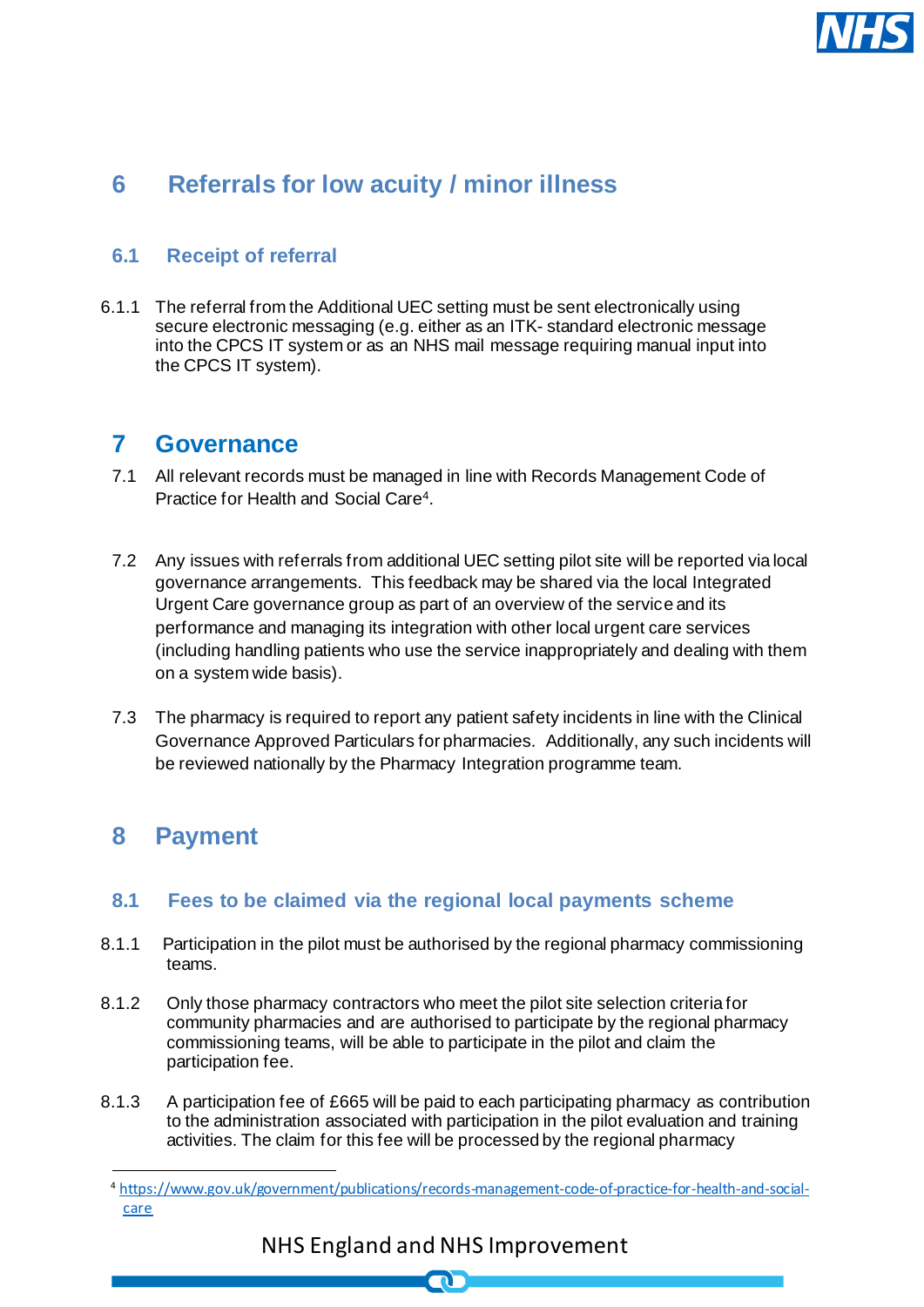# 6 Referrals for low acuity / minor illness

## 6.1 Receipt of referral

6.1.1 The referral from the Additional UEC setting must be sent electronically using secure electronic messaging (e.g. either as an ITK- standard electronic message into the CPCS IT system or as an NHS mail message requiring manual input into the CPCS IT system).

# 7 Governance

7.1 All relevant records must be managed in line with Records Management Code of Practice for Health and Social Care[4].

7.2 Any issues with referrals from additional UEC setting pilot site will be reported via local governance arrangements. This feedback may be shared via the local Integrated Urgent Care governance group as part of an overview of the service and its performance and managing its integration with other local urgent care services (including handling patients who use the service inappropriately and dealing with them on a system wide basis).

7.3 The pharmacy is required to report any patient safety incidents in line with the Clinical Governance Approved Particulars for pharmacies. Additionally, any such incidents will be reviewed nationally by the Pharmacy Integration programme team.

# 8 Payment

## 8.1 Fees to be claimed via the regional local payments scheme

8.1.1 Participation in the pilot must be authorised by the regional pharmacy commissioning teams.

8.1.2 Only those pharmacy contractors who meet the pilot site selection criteria for community pharmacies and are authorised to participate by the regional pharmacy commissioning teams, will be able to participate in the pilot and claim the participation fee.

8.1.3 A participation fee of £665 will be paid to each participating pharmacy as contribution to the administration associated with participation in the pilot evaluation and training activities. The claim for this fee will be processed by the regional pharmacy

---

[4] https://www.gov.uk/government/publications/records-management-code-of-practice-for-health-and-social-care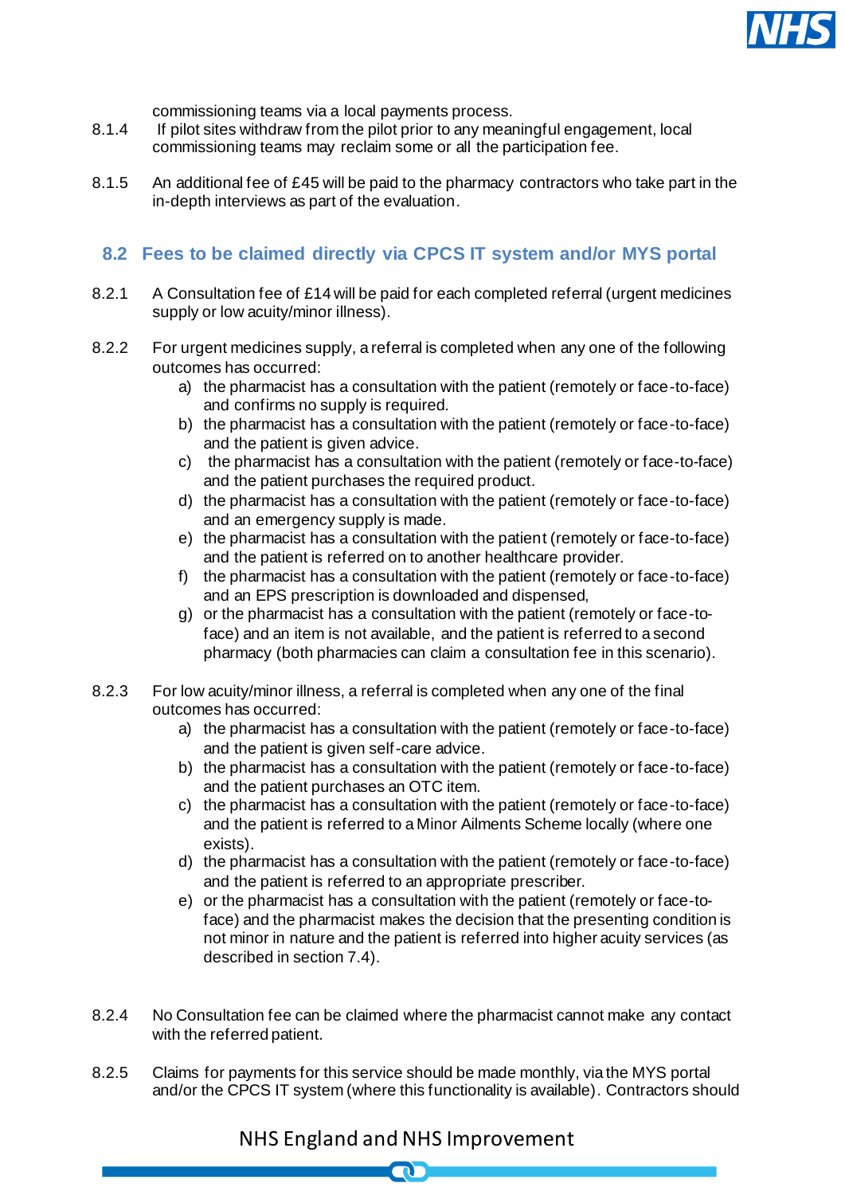commissioning teams via a local payments process.

8.1.4 If pilot sites withdraw from the pilot prior to any meaningful engagement, local commissioning teams may reclaim some or all the participation fee.

8.1.5 An additional fee of £45 will be paid to the pharmacy contractors who take part in the in-depth interviews as part of the evaluation.

## 8.2 Fees to be claimed directly via CPCS IT system and/or MYS portal

8.2.1 A Consultation fee of £14 will be paid for each completed referral (urgent medicines supply or low acuity/minor illness).

8.2.2 For urgent medicines supply, a referral is completed when any one of the following outcomes has occurred:

a) the pharmacist has a consultation with the patient (remotely or face-to-face) and confirms no supply is required.
b) the pharmacist has a consultation with the patient (remotely or face-to-face) and the patient is given advice.
c) the pharmacist has a consultation with the patient (remotely or face-to-face) and the patient purchases the required product.
d) the pharmacist has a consultation with the patient (remotely or face-to-face) and an emergency supply is made.
e) the pharmacist has a consultation with the patient (remotely or face-to-face) and the patient is referred on to another healthcare provider.
f) the pharmacist has a consultation with the patient (remotely or face-to-face) and an EPS prescription is downloaded and dispensed,
g) or the pharmacist has a consultation with the patient (remotely or face-to-face) and an item is not available, and the patient is referred to a second pharmacy (both pharmacies can claim a consultation fee in this scenario).

8.2.3 For low acuity/minor illness, a referral is completed when any one of the final outcomes has occurred:

a) the pharmacist has a consultation with the patient (remotely or face-to-face) and the patient is given self-care advice.
b) the pharmacist has a consultation with the patient (remotely or face-to-face) and the patient purchases an OTC item.
c) the pharmacist has a consultation with the patient (remotely or face-to-face) and the patient is referred to a Minor Ailments Scheme locally (where one exists).
d) the pharmacist has a consultation with the patient (remotely or face-to-face) and the patient is referred to an appropriate prescriber.
e) or the pharmacist has a consultation with the patient (remotely or face-to-face) and the pharmacist makes the decision that the presenting condition is not minor in nature and the patient is referred into higher acuity services (as described in section 7.4).

8.2.4 No Consultation fee can be claimed where the pharmacist cannot make any contact with the referred patient.

8.2.5 Claims for payments for this service should be made monthly, via the MYS portal and/or the CPCS IT system (where this functionality is available). Contractors should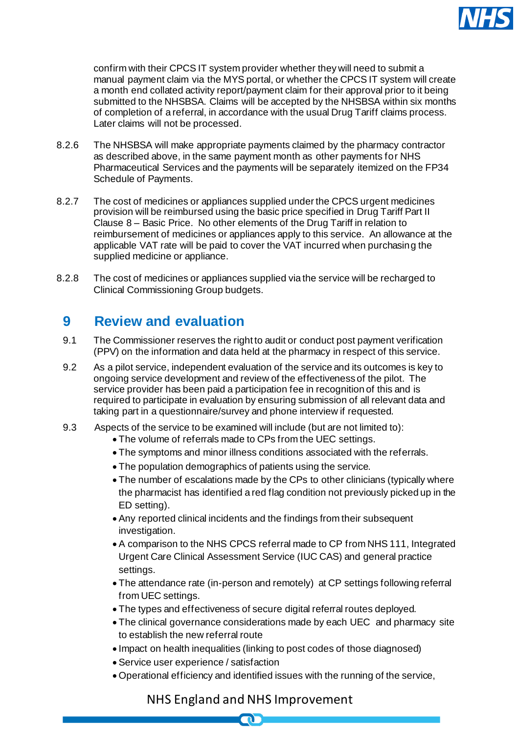confirm with their CPCS IT system provider whether they will need to submit a manual payment claim via the MYS portal, or whether the CPCS IT system will create a month end collated activity report/payment claim for their approval prior to it being submitted to the NHSBSA. Claims will be accepted by the NHSBSA within six months of completion of a referral, in accordance with the usual Drug Tariff claims process. Later claims will not be processed.

8.2.6 The NHSBSA will make appropriate payments claimed by the pharmacy contractor as described above, in the same payment month as other payments for NHS Pharmaceutical Services and the payments will be separately itemized on the FP34 Schedule of Payments.

8.2.7 The cost of medicines or appliances supplied under the CPCS urgent medicines provision will be reimbursed using the basic price specified in Drug Tariff Part II Clause 8 – Basic Price. No other elements of the Drug Tariff in relation to reimbursement of medicines or appliances apply to this service. An allowance at the applicable VAT rate will be paid to cover the VAT incurred when purchasing the supplied medicine or appliance.

8.2.8 The cost of medicines or appliances supplied via the service will be recharged to Clinical Commissioning Group budgets.

## 9 Review and evaluation

9.1 The Commissioner reserves the right to audit or conduct post payment verification (PPV) on the information and data held at the pharmacy in respect of this service.

9.2 As a pilot service, independent evaluation of the service and its outcomes is key to ongoing service development and review of the effectiveness of the pilot. The service provider has been paid a participation fee in recognition of this and is required to participate in evaluation by ensuring submission of all relevant data and taking part in a questionnaire/survey and phone interview if requested.

9.3 Aspects of the service to be examined will include (but are not limited to):

- The volume of referrals made to CPs from the UEC settings.
- The symptoms and minor illness conditions associated with the referrals.
- The population demographics of patients using the service.
- The number of escalations made by the CPs to other clinicians (typically where the pharmacist has identified a red flag condition not previously picked up in the ED setting).
- Any reported clinical incidents and the findings from their subsequent investigation.
- A comparison to the NHS CPCS referral made to CP from NHS 111, Integrated Urgent Care Clinical Assessment Service (IUC CAS) and general practice settings.
- The attendance rate (in-person and remotely) at CP settings following referral from UEC settings.
- The types and effectiveness of secure digital referral routes deployed.
- The clinical governance considerations made by each UEC and pharmacy site to establish the new referral route
- Impact on health inequalities (linking to post codes of those diagnosed)
- Service user experience / satisfaction
- Operational efficiency and identified issues with the running of the service,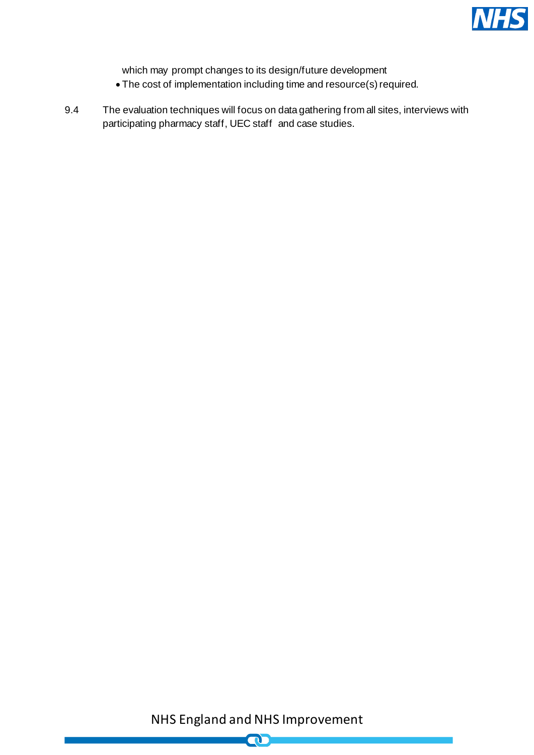which may prompt changes to its design/future development

- The cost of implementation including time and resource(s) required.

9.4 The evaluation techniques will focus on data gathering from all sites, interviews with participating pharmacy staff, UEC staff and case studies.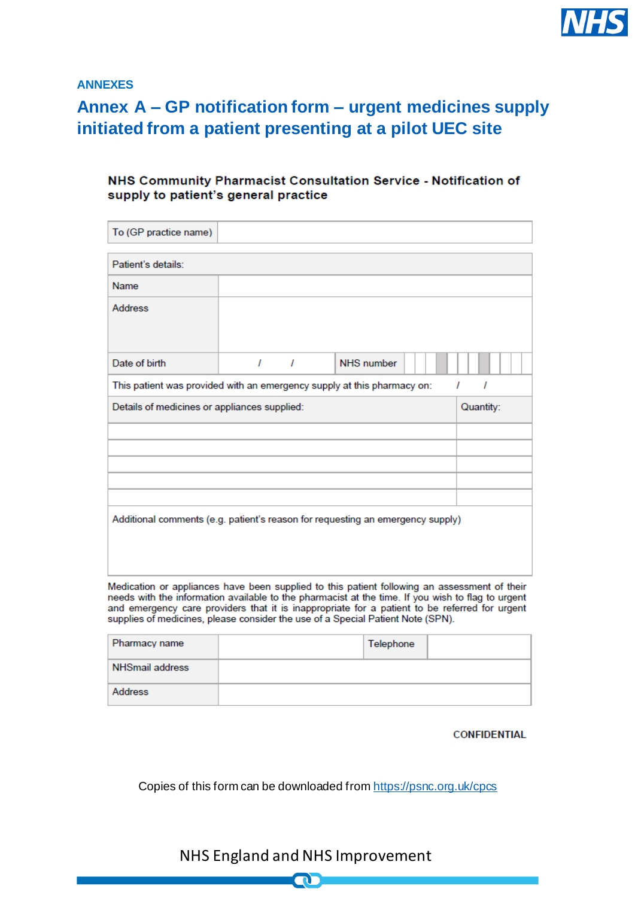## ANNEXES

# Annex A – GP notification form – urgent medicines supply initiated from a patient presenting at a pilot UEC site

**NHS Community Pharmacist Consultation Service - Notification of supply to patient's general practice**

| To (GP practice name) | |
|---|---|

| Patient's details: | | | |
|---|---|---|---|
| Name | | | |
| Address | | | |
| Date of birth | / / | NHS number | |
| This patient was provided with an emergency supply at this pharmacy on: / / | | | |

| Details of medicines or appliances supplied: | Quantity: |
|---|---|
| | |
| | |
| | |
| | |
| | |
| Additional comments (e.g. patient's reason for requesting an emergency supply) | |

Medication or appliances have been supplied to this patient following an assessment of their needs with the information available to the pharmacist at the time. If you wish to flag to urgent and emergency care providers that it is inappropriate for a patient to be referred for urgent supplies of medicines, please consider the use of a Special Patient Note (SPN).

| Pharmacy name | | Telephone | |
|---|---|---|---|
| NHSmail address | | | |
| Address | | | |

CONFIDENTIAL

Copies of this form can be downloaded from https://psnc.org.uk/cpcs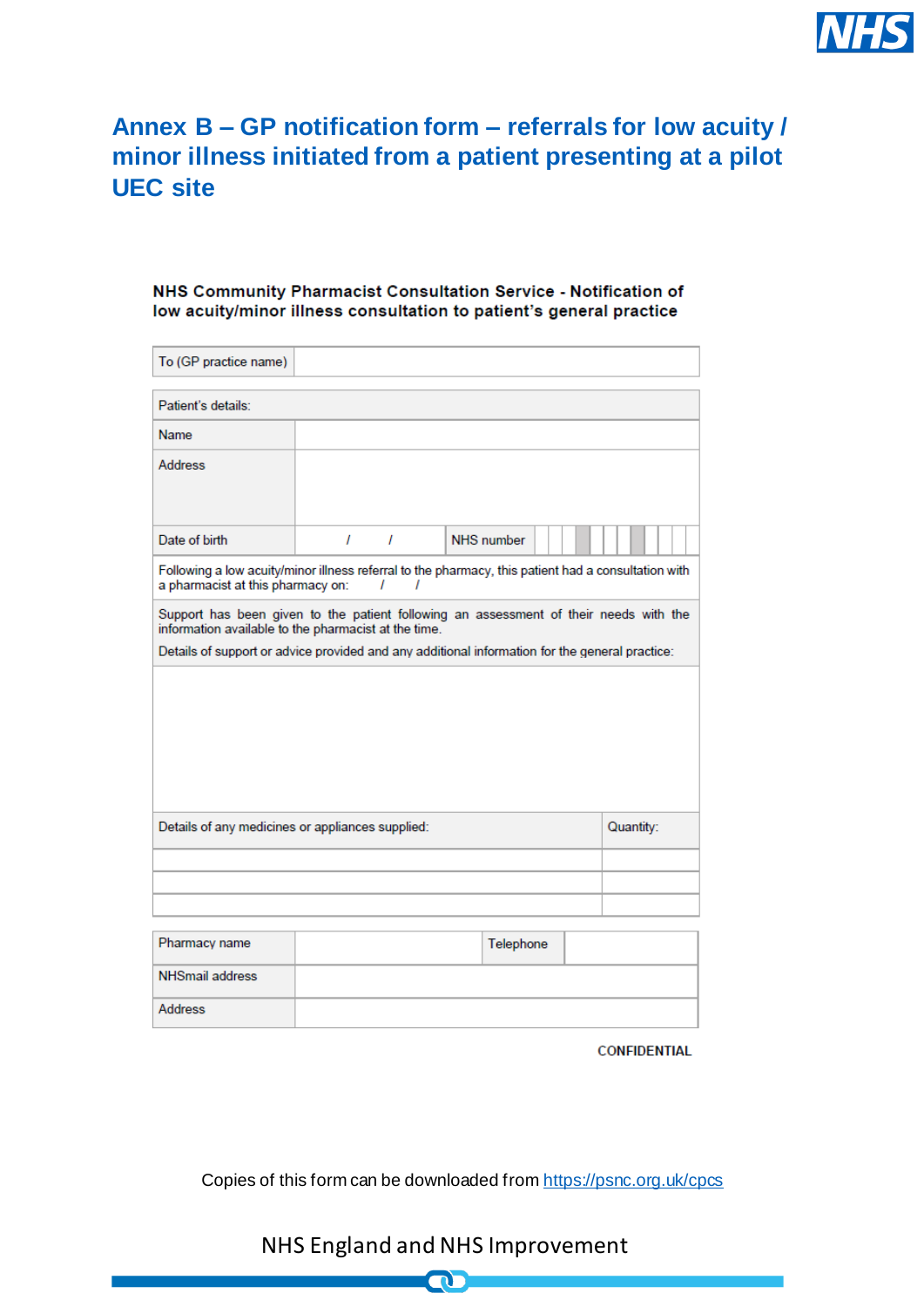# Annex B – GP notification form – referrals for low acuity / minor illness initiated from a patient presenting at a pilot UEC site

**NHS Community Pharmacist Consultation Service - Notification of low acuity/minor illness consultation to patient's general practice**

| To (GP practice name) | |
|---|---|

| Patient's details: | | | |
|---|---|---|---|
| Name | | | |
| Address | | | |
| Date of birth | / / | NHS number | |
| Following a low acuity/minor illness referral to the pharmacy, this patient had a consultation with a pharmacist at this pharmacy on: / / | | | |
| Support has been given to the patient following an assessment of their needs with the information available to the pharmacist at the time. Details of support or advice provided and any additional information for the general practice: | | | |
| | | | |

| Details of any medicines or appliances supplied: | Quantity: |
|---|---|
| | |
| | |
| | |

| Pharmacy name | | Telephone | |
|---|---|---|---|
| NHSmail address | | | |
| Address | | | |

CONFIDENTIAL

Copies of this form can be downloaded from https://psnc.org.uk/cpcs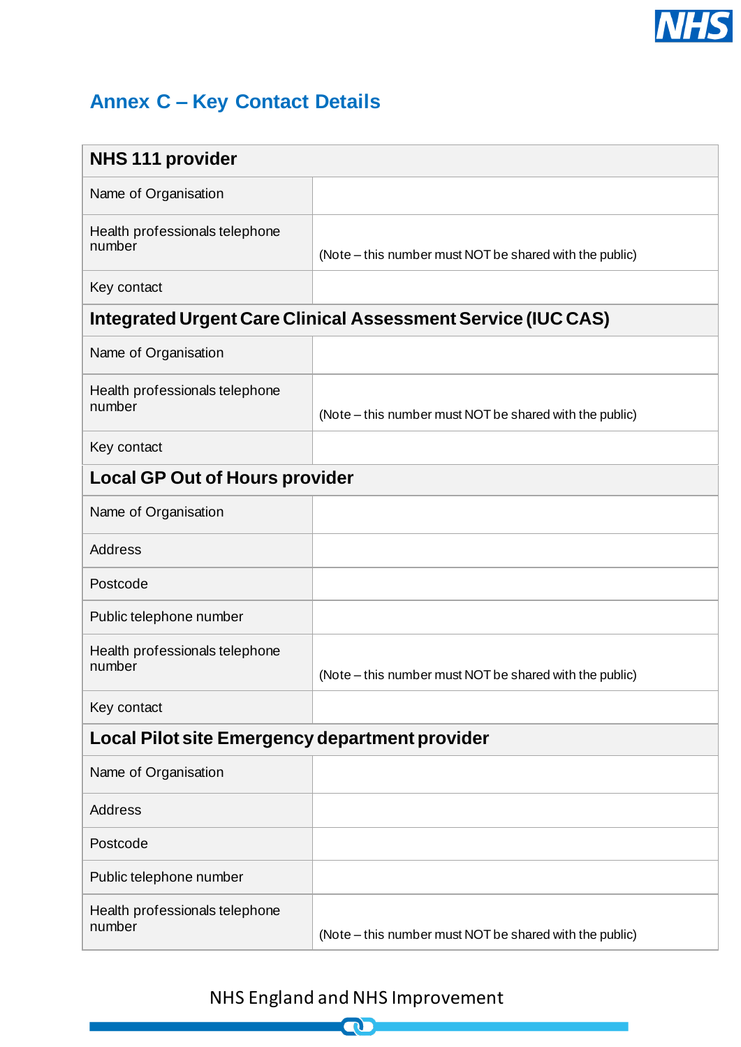## Annex C – Key Contact Details

| **NHS 111 provider** | |
|---|---|
| Name of Organisation | |
| Health professionals telephone number | (Note – this number must NOT be shared with the public) |
| Key contact | |
| **Integrated Urgent Care Clinical Assessment Service (IUC CAS)** | |
| Name of Organisation | |
| Health professionals telephone number | (Note – this number must NOT be shared with the public) |
| Key contact | |
| **Local GP Out of Hours provider** | |
| Name of Organisation | |
| Address | |
| Postcode | |
| Public telephone number | |
| Health professionals telephone number | (Note – this number must NOT be shared with the public) |
| Key contact | |
| **Local Pilot site Emergency department provider** | |
| Name of Organisation | |
| Address | |
| Postcode | |
| Public telephone number | |
| Health professionals telephone number | (Note – this number must NOT be shared with the public) |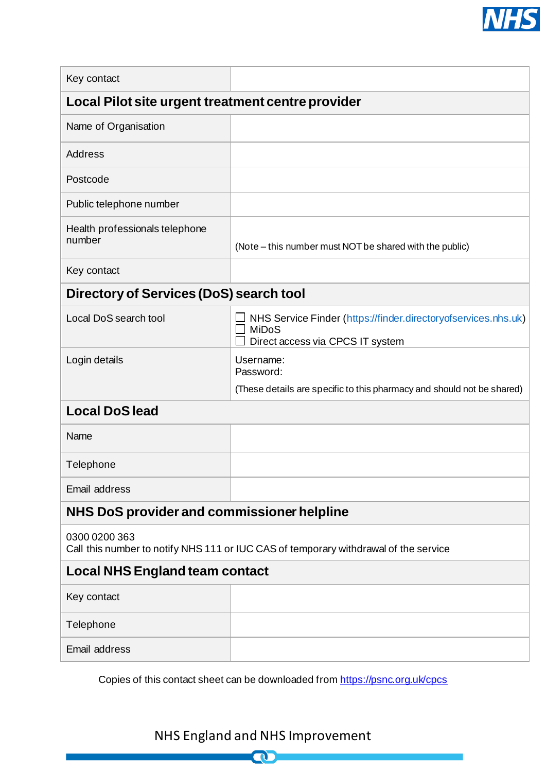| Key contact | |
|---|---|
| **Local Pilot site urgent treatment centre provider** | |
| Name of Organisation | |
| Address | |
| Postcode | |
| Public telephone number | |
| Health professionals telephone number | (Note – this number must NOT be shared with the public) |
| Key contact | |
| **Directory of Services (DoS) search tool** | |
| Local DoS search tool | ☐ NHS Service Finder (https://finder.directoryofservices.nhs.uk)<br>☐ MiDoS<br>☐ Direct access via CPCS IT system |
| Login details | Username:<br>Password:<br>(These details are specific to this pharmacy and should not be shared) |
| **Local DoS lead** | |
| Name | |
| Telephone | |
| Email address | |
| **NHS DoS provider and commissioner helpline** | |
| 0300 0200 363<br>Call this number to notify NHS 111 or IUC CAS of temporary withdrawal of the service | |
| **Local NHS England team contact** | |
| Key contact | |
| Telephone | |
| Email address | |

Copies of this contact sheet can be downloaded from https://psnc.org.uk/cpcs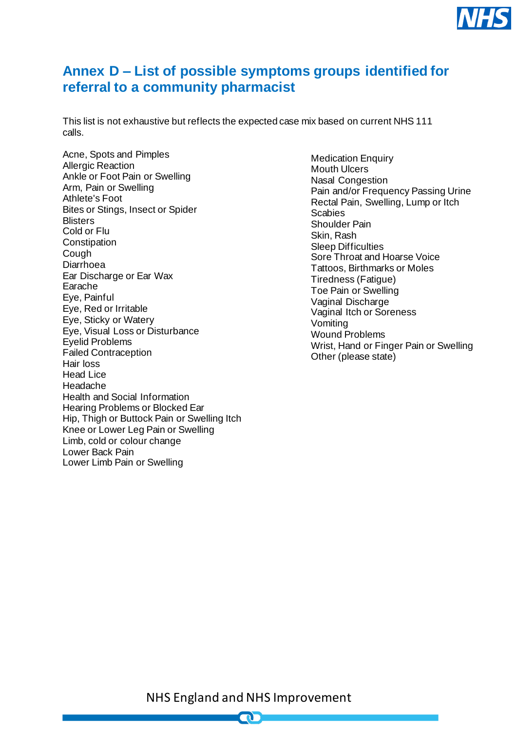## Annex D – List of possible symptoms groups identified for referral to a community pharmacist

This list is not exhaustive but reflects the expected case mix based on current NHS 111 calls.

Acne, Spots and Pimples
Allergic Reaction
Ankle or Foot Pain or Swelling
Arm, Pain or Swelling
Athlete's Foot
Bites or Stings, Insect or Spider
Blisters
Cold or Flu
Constipation
Cough
Diarrhoea
Ear Discharge or Ear Wax
Earache
Eye, Painful
Eye, Red or Irritable
Eye, Sticky or Watery
Eye, Visual Loss or Disturbance
Eyelid Problems
Failed Contraception
Hair loss
Head Lice
Headache
Health and Social Information
Hearing Problems or Blocked Ear
Hip, Thigh or Buttock Pain or Swelling Itch
Knee or Lower Leg Pain or Swelling
Limb, cold or colour change
Lower Back Pain
Lower Limb Pain or Swelling
Medication Enquiry
Mouth Ulcers
Nasal Congestion
Pain and/or Frequency Passing Urine
Rectal Pain, Swelling, Lump or Itch
Scabies
Shoulder Pain
Skin, Rash
Sleep Difficulties
Sore Throat and Hoarse Voice
Tattoos, Birthmarks or Moles
Tiredness (Fatigue)
Toe Pain or Swelling
Vaginal Discharge
Vaginal Itch or Soreness
Vomiting
Wound Problems
Wrist, Hand or Finger Pain or Swelling
Other (please state)